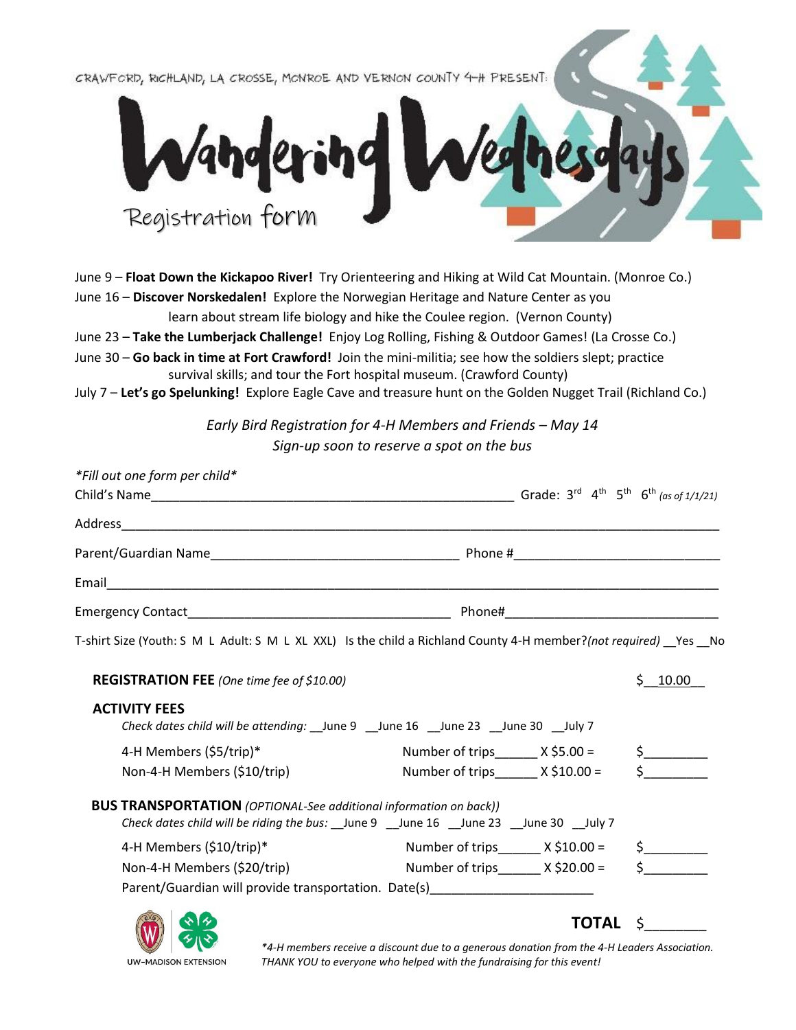CRAWFORD, RICHLAND, LA CROSSE, MONROE AND VERNON COUNTY 4-H PRESENT:

# Wandering Wednesdays

## Registration form

June 9 – **Float Down the Kickapoo River!** Try Orienteering and Hiking at Wild Cat Mountain. (Monroe Co.)
June 16 – **Discover Norskedalen!** Explore the Norwegian Heritage and Nature Center as you learn about stream life biology and hike the Coulee region. (Vernon County)
June 23 – **Take the Lumberjack Challenge!** Enjoy Log Rolling, Fishing & Outdoor Games! (La Crosse Co.)
June 30 – **Go back in time at Fort Crawford!** Join the mini-militia; see how the soldiers slept; practice survival skills; and tour the Fort hospital museum. (Crawford County)
July 7 – **Let's go Spelunking!** Explore Eagle Cave and treasure hunt on the Golden Nugget Trail (Richland Co.)

*Early Bird Registration for 4-H Members and Friends – May 14*
*Sign-up soon to reserve a spot on the bus*

*Fill out one form per child*

Child's Name_____________________________________________ Grade: 3rd 4th 5th 6th *(as of 1/1/21)*

Address_____________________________________________________________________________

Parent/Guardian Name_______________________________ Phone #___________________________

Email_______________________________________________________________________________

Emergency Contact_________________________________ Phone#____________________________

T-shirt Size (Youth: S M L Adult: S M L XL XXL) Is the child a Richland County 4-H member?*(not required)* __Yes __No

**REGISTRATION FEE** *(One time fee of $10.00)* $__10.00__

**ACTIVITY FEES**

*Check dates child will be attending:* __June 9 __June 16 __June 23 __June 30 __July 7

4-H Members ($5/trip)* Number of trips______ X $5.00 = $_________

Non-4-H Members ($10/trip) Number of trips______ X $10.00 = $_________

**BUS TRANSPORTATION** *(OPTIONAL-See additional information on back))*

*Check dates child will be riding the bus:* __June 9 __June 16 __June 23 __June 30 __July 7

4-H Members ($10/trip)* Number of trips______ X $10.00 = $_________

Non-4-H Members ($20/trip) Number of trips______ X $20.00 = $_________

Parent/Guardian will provide transportation. Date(s)______________________

**TOTAL** $_______

UW-MADISON EXTENSION

**4-H members receive a discount due to a generous donation from the 4-H Leaders Association. THANK YOU to everyone who helped with the fundraising for this event!*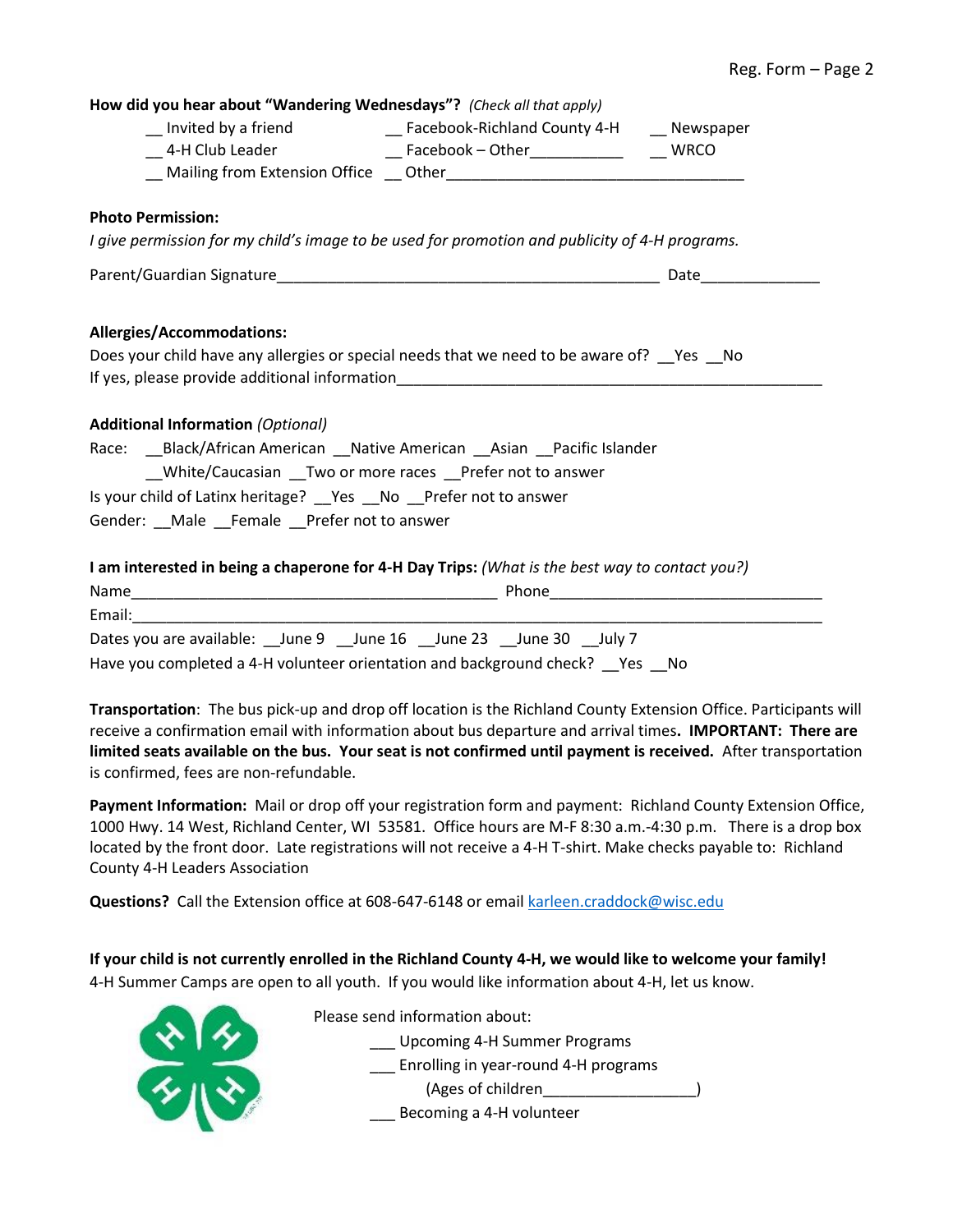**How did you hear about "Wandering Wednesdays"?** *(Check all that apply)*

__ Invited by a friend  __ Facebook-Richland County 4-H  __ Newspaper
__ 4-H Club Leader  __ Facebook – Other___________  __ WRCO
__ Mailing from Extension Office  __ Other_____________________________________

**Photo Permission:**

*I give permission for my child's image to be used for promotion and publicity of 4-H programs.*

Parent/Guardian Signature_______________________________________________ Date______________

**Allergies/Accommodations:**

Does your child have any allergies or special needs that we need to be aware of? __Yes __No
If yes, please provide additional information_____________________________________________________

**Additional Information** *(Optional)*

Race: __Black/African American __Native American __Asian __Pacific Islander
__White/Caucasian __Two or more races __Prefer not to answer

Is your child of Latinx heritage? __Yes __No __Prefer not to answer

Gender: __Male __Female __Prefer not to answer

**I am interested in being a chaperone for 4-H Day Trips:** *(What is the best way to contact you?)*

Name_____________________________________________ Phone_________________________________

Email:_________________________________________________________________________________

Dates you are available: __June 9 __June 16 __June 23 __June 30 __July 7

Have you completed a 4-H volunteer orientation and background check? __Yes __No

**Transportation**: The bus pick-up and drop off location is the Richland County Extension Office. Participants will receive a confirmation email with information about bus departure and arrival times**. IMPORTANT: There are limited seats available on the bus. Your seat is not confirmed until payment is received.** After transportation is confirmed, fees are non-refundable.

**Payment Information:** Mail or drop off your registration form and payment: Richland County Extension Office, 1000 Hwy. 14 West, Richland Center, WI 53581. Office hours are M-F 8:30 a.m.-4:30 p.m. There is a drop box located by the front door. Late registrations will not receive a 4-H T-shirt. Make checks payable to: Richland County 4-H Leaders Association

**Questions?** Call the Extension office at 608-647-6148 or email karleen.craddock@wisc.edu

**If your child is not currently enrolled in the Richland County 4-H, we would like to welcome your family!**
4-H Summer Camps are open to all youth. If you would like information about 4-H, let us know.

Please send information about:

___ Upcoming 4-H Summer Programs
___ Enrolling in year-round 4-H programs
(Ages of children__________________)
___ Becoming a 4-H volunteer